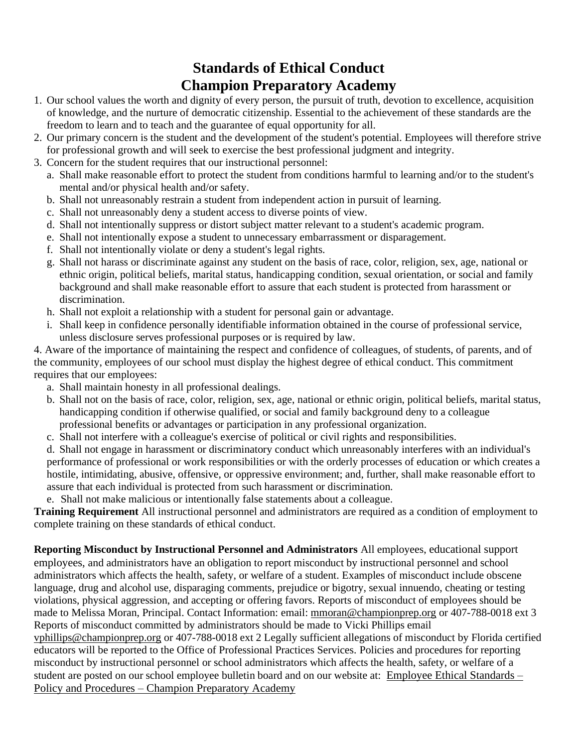# Standards of Ethical Conduct
# Champion Preparatory Academy

1. Our school values the worth and dignity of every person, the pursuit of truth, devotion to excellence, acquisition of knowledge, and the nurture of democratic citizenship. Essential to the achievement of these standards are the freedom to learn and to teach and the guarantee of equal opportunity for all.
2. Our primary concern is the student and the development of the student's potential. Employees will therefore strive for professional growth and will seek to exercise the best professional judgment and integrity.
3. Concern for the student requires that our instructional personnel:
   a. Shall make reasonable effort to protect the student from conditions harmful to learning and/or to the student's mental and/or physical health and/or safety.
   b. Shall not unreasonably restrain a student from independent action in pursuit of learning.
   c. Shall not unreasonably deny a student access to diverse points of view.
   d. Shall not intentionally suppress or distort subject matter relevant to a student's academic program.
   e. Shall not intentionally expose a student to unnecessary embarrassment or disparagement.
   f. Shall not intentionally violate or deny a student's legal rights.
   g. Shall not harass or discriminate against any student on the basis of race, color, religion, sex, age, national or ethnic origin, political beliefs, marital status, handicapping condition, sexual orientation, or social and family background and shall make reasonable effort to assure that each student is protected from harassment or discrimination.
   h. Shall not exploit a relationship with a student for personal gain or advantage.
   i. Shall keep in confidence personally identifiable information obtained in the course of professional service, unless disclosure serves professional purposes or is required by law.

4. Aware of the importance of maintaining the respect and confidence of colleagues, of students, of parents, and of the community, employees of our school must display the highest degree of ethical conduct. This commitment requires that our employees:
   a. Shall maintain honesty in all professional dealings.
   b. Shall not on the basis of race, color, religion, sex, age, national or ethnic origin, political beliefs, marital status, handicapping condition if otherwise qualified, or social and family background deny to a colleague professional benefits or advantages or participation in any professional organization.
   c. Shall not interfere with a colleague's exercise of political or civil rights and responsibilities.
   d. Shall not engage in harassment or discriminatory conduct which unreasonably interferes with an individual's performance of professional or work responsibilities or with the orderly processes of education or which creates a hostile, intimidating, abusive, offensive, or oppressive environment; and, further, shall make reasonable effort to assure that each individual is protected from such harassment or discrimination.
   e. Shall not make malicious or intentionally false statements about a colleague.

**Training Requirement** All instructional personnel and administrators are required as a condition of employment to complete training on these standards of ethical conduct.

**Reporting Misconduct by Instructional Personnel and Administrators** All employees, educational support employees, and administrators have an obligation to report misconduct by instructional personnel and school administrators which affects the health, safety, or welfare of a student. Examples of misconduct include obscene language, drug and alcohol use, disparaging comments, prejudice or bigotry, sexual innuendo, cheating or testing violations, physical aggression, and accepting or offering favors. Reports of misconduct of employees should be made to Melissa Moran, Principal. Contact Information: email: mmoran@championprep.org or 407-788-0018 ext 3 Reports of misconduct committed by administrators should be made to Vicki Phillips email vphillips@championprep.org or 407-788-0018 ext 2 Legally sufficient allegations of misconduct by Florida certified educators will be reported to the Office of Professional Practices Services. Policies and procedures for reporting misconduct by instructional personnel or school administrators which affects the health, safety, or welfare of a student are posted on our school employee bulletin board and on our website at: Employee Ethical Standards – Policy and Procedures – Champion Preparatory Academy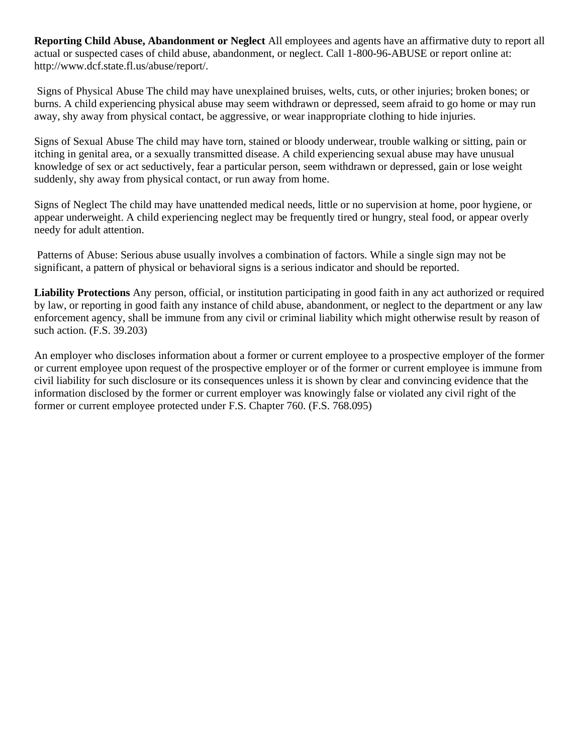**Reporting Child Abuse, Abandonment or Neglect** All employees and agents have an affirmative duty to report all actual or suspected cases of child abuse, abandonment, or neglect. Call 1-800-96-ABUSE or report online at: http://www.dcf.state.fl.us/abuse/report/.

Signs of Physical Abuse The child may have unexplained bruises, welts, cuts, or other injuries; broken bones; or burns. A child experiencing physical abuse may seem withdrawn or depressed, seem afraid to go home or may run away, shy away from physical contact, be aggressive, or wear inappropriate clothing to hide injuries.

Signs of Sexual Abuse The child may have torn, stained or bloody underwear, trouble walking or sitting, pain or itching in genital area, or a sexually transmitted disease. A child experiencing sexual abuse may have unusual knowledge of sex or act seductively, fear a particular person, seem withdrawn or depressed, gain or lose weight suddenly, shy away from physical contact, or run away from home.

Signs of Neglect The child may have unattended medical needs, little or no supervision at home, poor hygiene, or appear underweight. A child experiencing neglect may be frequently tired or hungry, steal food, or appear overly needy for adult attention.

Patterns of Abuse: Serious abuse usually involves a combination of factors. While a single sign may not be significant, a pattern of physical or behavioral signs is a serious indicator and should be reported.

**Liability Protections** Any person, official, or institution participating in good faith in any act authorized or required by law, or reporting in good faith any instance of child abuse, abandonment, or neglect to the department or any law enforcement agency, shall be immune from any civil or criminal liability which might otherwise result by reason of such action. (F.S. 39.203)

An employer who discloses information about a former or current employee to a prospective employer of the former or current employee upon request of the prospective employer or of the former or current employee is immune from civil liability for such disclosure or its consequences unless it is shown by clear and convincing evidence that the information disclosed by the former or current employer was knowingly false or violated any civil right of the former or current employee protected under F.S. Chapter 760. (F.S. 768.095)